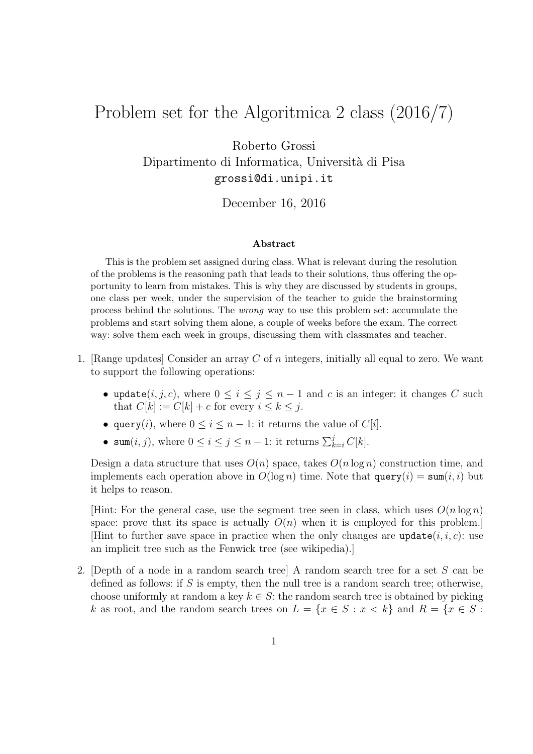# Problem set for the Algoritmica 2 class (2016/7)

Roberto Grossi
Dipartimento di Informatica, Università di Pisa
`grossi@di.unipi.it`

December 16, 2016

### Abstract

This is the problem set assigned during class. What is relevant during the resolution of the problems is the reasoning path that leads to their solutions, thus offering the opportunity to learn from mistakes. This is why they are discussed by students in groups, one class per week, under the supervision of the teacher to guide the brainstorming process behind the solutions. The *wrong* way to use this problem set: accumulate the problems and start solving them alone, a couple of weeks before the exam. The correct way: solve them each week in groups, discussing them with classmates and teacher.

1. [Range updates] Consider an array $C$ of $n$ integers, initially all equal to zero. We want to support the following operations:

   - `update`$(i, j, c)$, where $0 \leq i \leq j \leq n-1$ and $c$ is an integer: it changes $C$ such that $C[k] := C[k] + c$ for every $i \leq k \leq j$.
   - `query`$(i)$, where $0 \leq i \leq n-1$: it returns the value of $C[i]$.
   - `sum`$(i, j)$, where $0 \leq i \leq j \leq n-1$: it returns $\sum_{k=i}^{j} C[k]$.

   Design a data structure that uses $O(n)$ space, takes $O(n \log n)$ construction time, and implements each operation above in $O(\log n)$ time. Note that `query`$(i)$ = `sum`$(i, i)$ but it helps to reason.

   [Hint: For the general case, use the segment tree seen in class, which uses $O(n \log n)$ space: prove that its space is actually $O(n)$ when it is employed for this problem.] [Hint to further save space in practice when the only changes are `update`$(i, i, c)$: use an implicit tree such as the Fenwick tree (see wikipedia).]

2. [Depth of a node in a random search tree] A random search tree for a set $S$ can be defined as follows: if $S$ is empty, then the null tree is a random search tree; otherwise, choose uniformly at random a key $k \in S$: the random search tree is obtained by picking $k$ as root, and the random search trees on $L = \{x \in S : x < k\}$ and $R = \{x \in S :$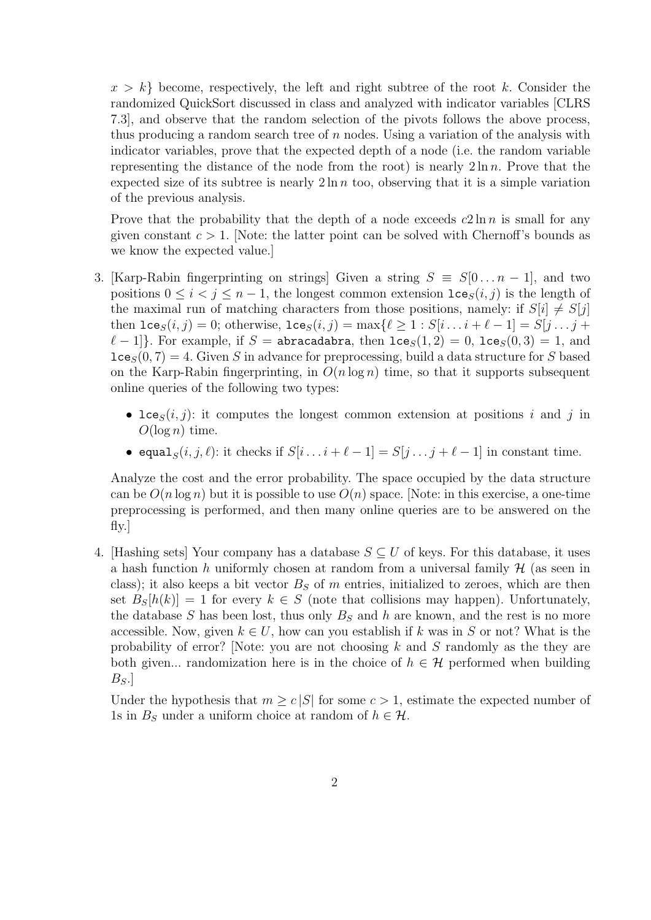$x > k\}$ become, respectively, the left and right subtree of the root $k$. Consider the randomized QuickSort discussed in class and analyzed with indicator variables [CLRS 7.3], and observe that the random selection of the pivots follows the above process, thus producing a random search tree of $n$ nodes. Using a variation of the analysis with indicator variables, prove that the expected depth of a node (i.e. the random variable representing the distance of the node from the root) is nearly $2 \ln n$. Prove that the expected size of its subtree is nearly $2 \ln n$ too, observing that it is a simple variation of the previous analysis.

Prove that the probability that the depth of a node exceeds $c 2 \ln n$ is small for any given constant $c > 1$. [Note: the latter point can be solved with Chernoff's bounds as we know the expected value.]

3. [Karp-Rabin fingerprinting on strings] Given a string $S \equiv S[0 \ldots n-1]$, and two positions $0 \leq i < j \leq n-1$, the longest common extension $\texttt{lce}_S(i,j)$ is the length of the maximal run of matching characters from those positions, namely: if $S[i] \neq S[j]$ then $\texttt{lce}_S(i,j) = 0$; otherwise, $\texttt{lce}_S(i,j) = \max\{\ell \geq 1 : S[i \ldots i+\ell-1] = S[j \ldots j+\ell-1]\}$. For example, if $S = \texttt{abracadabra}$, then $\texttt{lce}_S(1,2) = 0$, $\texttt{lce}_S(0,3) = 1$, and $\texttt{lce}_S(0,7) = 4$. Given $S$ in advance for preprocessing, build a data structure for $S$ based on the Karp-Rabin fingerprinting, in $O(n \log n)$ time, so that it supports subsequent online queries of the following two types:

   - $\texttt{lce}_S(i,j)$: it computes the longest common extension at positions $i$ and $j$ in $O(\log n)$ time.
   - $\texttt{equal}_S(i,j,\ell)$: it checks if $S[i \ldots i+\ell-1] = S[j \ldots j+\ell-1]$ in constant time.

   Analyze the cost and the error probability. The space occupied by the data structure can be $O(n \log n)$ but it is possible to use $O(n)$ space. [Note: in this exercise, a one-time preprocessing is performed, and then many online queries are to be answered on the fly.]

4. [Hashing sets] Your company has a database $S \subseteq U$ of keys. For this database, it uses a hash function $h$ uniformly chosen at random from a universal family $\mathcal{H}$ (as seen in class); it also keeps a bit vector $B_S$ of $m$ entries, initialized to zeroes, which are then set $B_S[h(k)] = 1$ for every $k \in S$ (note that collisions may happen). Unfortunately, the database $S$ has been lost, thus only $B_S$ and $h$ are known, and the rest is no more accessible. Now, given $k \in U$, how can you establish if $k$ was in $S$ or not? What is the probability of error? [Note: you are not choosing $k$ and $S$ randomly as the they are both given... randomization here is in the choice of $h \in \mathcal{H}$ performed when building $B_S$.]

   Under the hypothesis that $m \geq c\,|S|$ for some $c > 1$, estimate the expected number of 1s in $B_S$ under a uniform choice at random of $h \in \mathcal{H}$.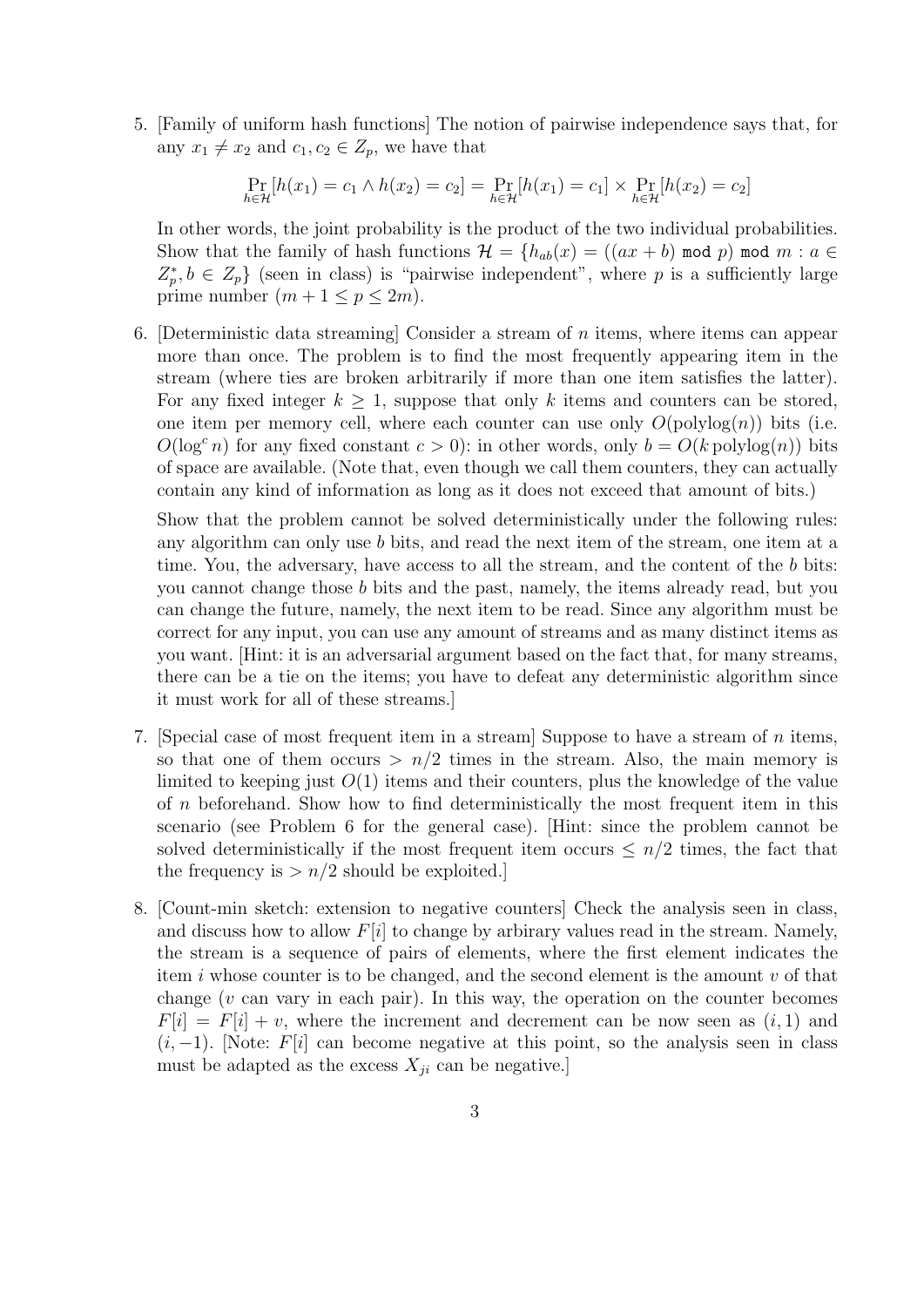5. [Family of uniform hash functions] The notion of pairwise independence says that, for any $x_1 \neq x_2$ and $c_1, c_2 \in Z_p$, we have that

$$\Pr_{h \in \mathcal{H}}[h(x_1) = c_1 \wedge h(x_2) = c_2] = \Pr_{h \in \mathcal{H}}[h(x_1) = c_1] \times \Pr_{h \in \mathcal{H}}[h(x_2) = c_2]$$

In other words, the joint probability is the product of the two individual probabilities. Show that the family of hash functions $\mathcal{H} = \{h_{ab}(x) = ((ax + b) \bmod p) \bmod m : a \in Z_p^*, b \in Z_p\}$ (seen in class) is "pairwise independent", where $p$ is a sufficiently large prime number ($m + 1 \leq p \leq 2m$).

6. [Deterministic data streaming] Consider a stream of $n$ items, where items can appear more than once. The problem is to find the most frequently appearing item in the stream (where ties are broken arbitrarily if more than one item satisfies the latter). For any fixed integer $k \geq 1$, suppose that only $k$ items and counters can be stored, one item per memory cell, where each counter can use only $O(\text{polylog}(n))$ bits (i.e. $O(\log^c n)$ for any fixed constant $c > 0$): in other words, only $b = O(k \, \text{polylog}(n))$ bits of space are available. (Note that, even though we call them counters, they can actually contain any kind of information as long as it does not exceed that amount of bits.)

   Show that the problem cannot be solved deterministically under the following rules: any algorithm can only use $b$ bits, and read the next item of the stream, one item at a time. You, the adversary, have access to all the stream, and the content of the $b$ bits: you cannot change those $b$ bits and the past, namely, the items already read, but you can change the future, namely, the next item to be read. Since any algorithm must be correct for any input, you can use any amount of streams and as many distinct items as you want. [Hint: it is an adversarial argument based on the fact that, for many streams, there can be a tie on the items; you have to defeat any deterministic algorithm since it must work for all of these streams.]

7. [Special case of most frequent item in a stream] Suppose to have a stream of $n$ items, so that one of them occurs $> n/2$ times in the stream. Also, the main memory is limited to keeping just $O(1)$ items and their counters, plus the knowledge of the value of $n$ beforehand. Show how to find deterministically the most frequent item in this scenario (see Problem 6 for the general case). [Hint: since the problem cannot be solved deterministically if the most frequent item occurs $\leq n/2$ times, the fact that the frequency is $> n/2$ should be exploited.]

8. [Count-min sketch: extension to negative counters] Check the analysis seen in class, and discuss how to allow $F[i]$ to change by arbitrary values read in the stream. Namely, the stream is a sequence of pairs of elements, where the first element indicates the item $i$ whose counter is to be changed, and the second element is the amount $v$ of that change ($v$ can vary in each pair). In this way, the operation on the counter becomes $F[i] = F[i] + v$, where the increment and decrement can be now seen as $(i, 1)$ and $(i, -1)$. [Note: $F[i]$ can become negative at this point, so the analysis seen in class must be adapted as the excess $X_{ji}$ can be negative.]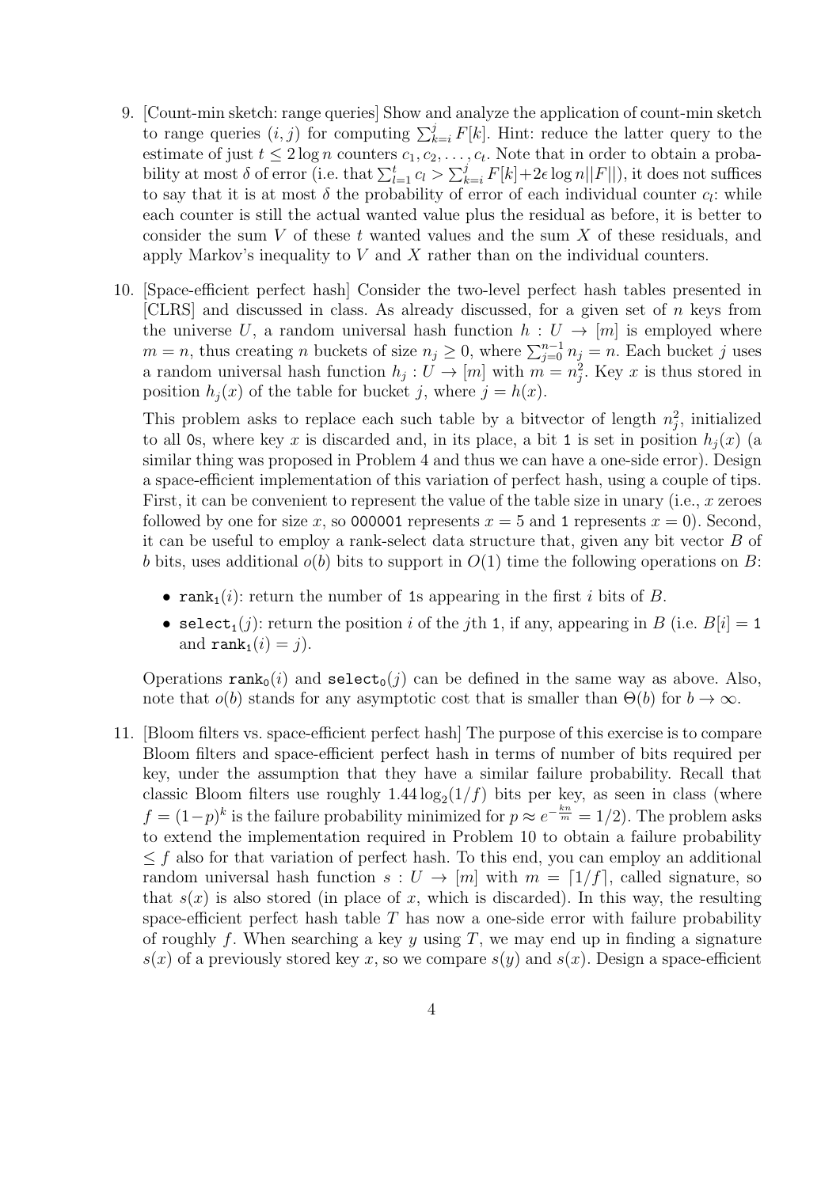9. [Count-min sketch: range queries] Show and analyze the application of count-min sketch to range queries $(i, j)$ for computing $\sum_{k=i}^{j} F[k]$. Hint: reduce the latter query to the estimate of just $t \leq 2 \log n$ counters $c_1, c_2, \ldots, c_t$. Note that in order to obtain a probability at most $\delta$ of error (i.e. that $\sum_{l=1}^{t} c_l > \sum_{k=i}^{j} F[k] + 2\epsilon \log n ||F||$), it does not suffices to say that it is at most $\delta$ the probability of error of each individual counter $c_l$: while each counter is still the actual wanted value plus the residual as before, it is better to consider the sum $V$ of these $t$ wanted values and the sum $X$ of these residuals, and apply Markov's inequality to $V$ and $X$ rather than on the individual counters.

10. [Space-efficient perfect hash] Consider the two-level perfect hash tables presented in [CLRS] and discussed in class. As already discussed, for a given set of $n$ keys from the universe $U$, a random universal hash function $h : U \to [m]$ is employed where $m = n$, thus creating $n$ buckets of size $n_j \geq 0$, where $\sum_{j=0}^{n-1} n_j = n$. Each bucket $j$ uses a random universal hash function $h_j : U \to [m]$ with $m = n_j^2$. Key $x$ is thus stored in position $h_j(x)$ of the table for bucket $j$, where $j = h(x)$.

    This problem asks to replace each such table by a bitvector of length $n_j^2$, initialized to all `0`s, where key $x$ is discarded and, in its place, a bit `1` is set in position $h_j(x)$ (a similar thing was proposed in Problem 4 and thus we can have a one-side error). Design a space-efficient implementation of this variation of perfect hash, using a couple of tips. First, it can be convenient to represent the value of the table size in unary (i.e., $x$ zeroes followed by one for size $x$, so `000001` represents $x = 5$ and `1` represents $x = 0$). Second, it can be useful to employ a rank-select data structure that, given any bit vector $B$ of $b$ bits, uses additional $o(b)$ bits to support in $O(1)$ time the following operations on $B$:

    - $\texttt{rank}_1(i)$: return the number of `1`s appearing in the first $i$ bits of $B$.
    - $\texttt{select}_1(j)$: return the position $i$ of the $j$th `1`, if any, appearing in $B$ (i.e. $B[i] = 1$ and $\texttt{rank}_1(i) = j$).

    Operations $\texttt{rank}_0(i)$ and $\texttt{select}_0(j)$ can be defined in the same way as above. Also, note that $o(b)$ stands for any asymptotic cost that is smaller than $\Theta(b)$ for $b \to \infty$.

11. [Bloom filters vs. space-efficient perfect hash] The purpose of this exercise is to compare Bloom filters and space-efficient perfect hash in terms of number of bits required per key, under the assumption that they have a similar failure probability. Recall that classic Bloom filters use roughly $1.44 \log_2(1/f)$ bits per key, as seen in class (where $f = (1-p)^k$ is the failure probability minimized for $p \approx e^{-\frac{kn}{m}} = 1/2$). The problem asks to extend the implementation required in Problem 10 to obtain a failure probability $\leq f$ also for that variation of perfect hash. To this end, you can employ an additional random universal hash function $s : U \to [m]$ with $m = \lceil 1/f \rceil$, called signature, so that $s(x)$ is also stored (in place of $x$, which is discarded). In this way, the resulting space-efficient perfect hash table $T$ has now a one-side error with failure probability of roughly $f$. When searching a key $y$ using $T$, we may end up in finding a signature $s(x)$ of a previously stored key $x$, so we compare $s(y)$ and $s(x)$. Design a space-efficient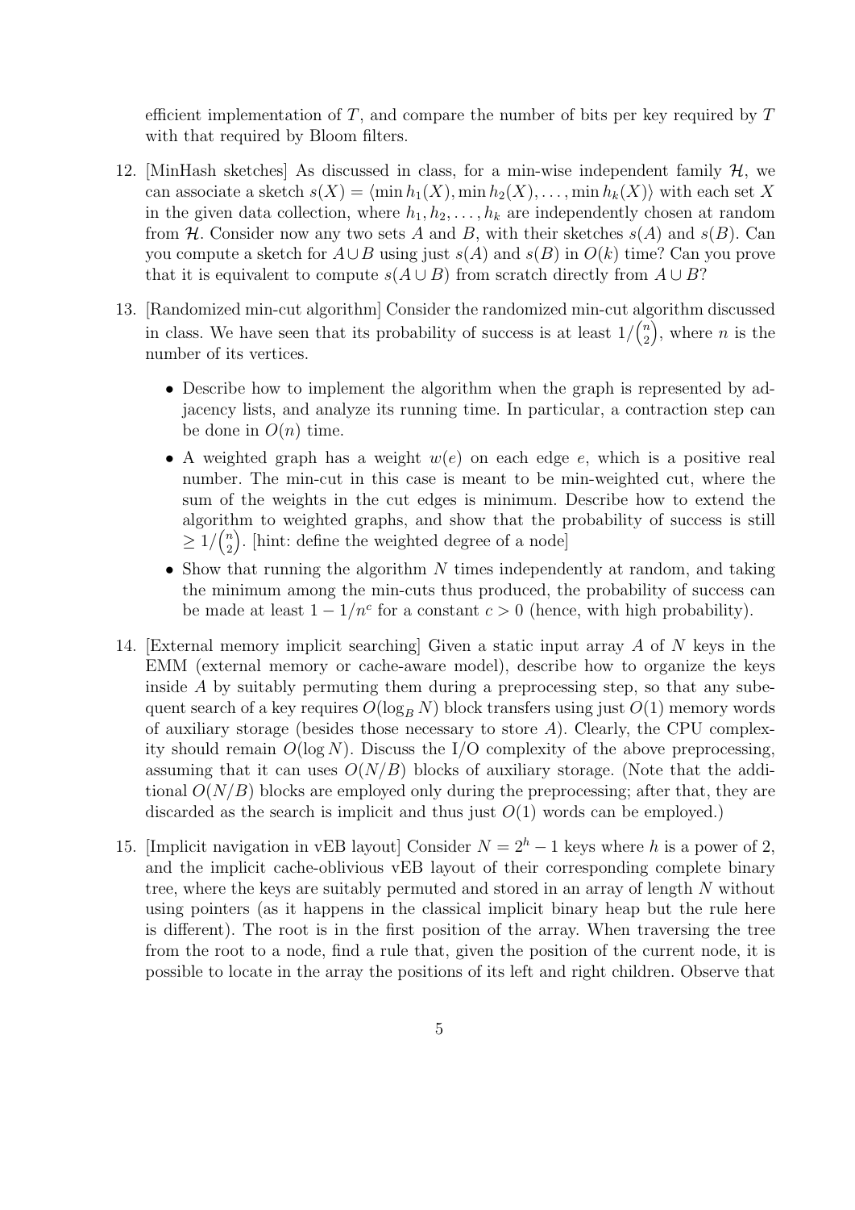efficient implementation of $T$, and compare the number of bits per key required by $T$ with that required by Bloom filters.

12. [MinHash sketches] As discussed in class, for a min-wise independent family $\mathcal{H}$, we can associate a sketch $s(X) = \langle \min h_1(X), \min h_2(X), \ldots, \min h_k(X) \rangle$ with each set $X$ in the given data collection, where $h_1, h_2, \ldots, h_k$ are independently chosen at random from $\mathcal{H}$. Consider now any two sets $A$ and $B$, with their sketches $s(A)$ and $s(B)$. Can you compute a sketch for $A \cup B$ using just $s(A)$ and $s(B)$ in $O(k)$ time? Can you prove that it is equivalent to compute $s(A \cup B)$ from scratch directly from $A \cup B$?

13. [Randomized min-cut algorithm] Consider the randomized min-cut algorithm discussed in class. We have seen that its probability of success is at least $1/\binom{n}{2}$, where $n$ is the number of its vertices.

    - Describe how to implement the algorithm when the graph is represented by adjacency lists, and analyze its running time. In particular, a contraction step can be done in $O(n)$ time.
    - A weighted graph has a weight $w(e)$ on each edge $e$, which is a positive real number. The min-cut in this case is meant to be min-weighted cut, where the sum of the weights in the cut edges is minimum. Describe how to extend the algorithm to weighted graphs, and show that the probability of success is still $\geq 1/\binom{n}{2}$. [hint: define the weighted degree of a node]
    - Show that running the algorithm $N$ times independently at random, and taking the minimum among the min-cuts thus produced, the probability of success can be made at least $1 - 1/n^c$ for a constant $c > 0$ (hence, with high probability).

14. [External memory implicit searching] Given a static input array $A$ of $N$ keys in the EMM (external memory or cache-aware model), describe how to organize the keys inside $A$ by suitably permuting them during a preprocessing step, so that any subequent search of a key requires $O(\log_B N)$ block transfers using just $O(1)$ memory words of auxiliary storage (besides those necessary to store $A$). Clearly, the CPU complexity should remain $O(\log N)$. Discuss the I/O complexity of the above preprocessing, assuming that it can uses $O(N/B)$ blocks of auxiliary storage. (Note that the additional $O(N/B)$ blocks are employed only during the preprocessing; after that, they are discarded as the search is implicit and thus just $O(1)$ words can be employed.)

15. [Implicit navigation in vEB layout] Consider $N = 2^h - 1$ keys where $h$ is a power of 2, and the implicit cache-oblivious vEB layout of their corresponding complete binary tree, where the keys are suitably permuted and stored in an array of length $N$ without using pointers (as it happens in the classical implicit binary heap but the rule here is different). The root is in the first position of the array. When traversing the tree from the root to a node, find a rule that, given the position of the current node, it is possible to locate in the array the positions of its left and right children. Observe that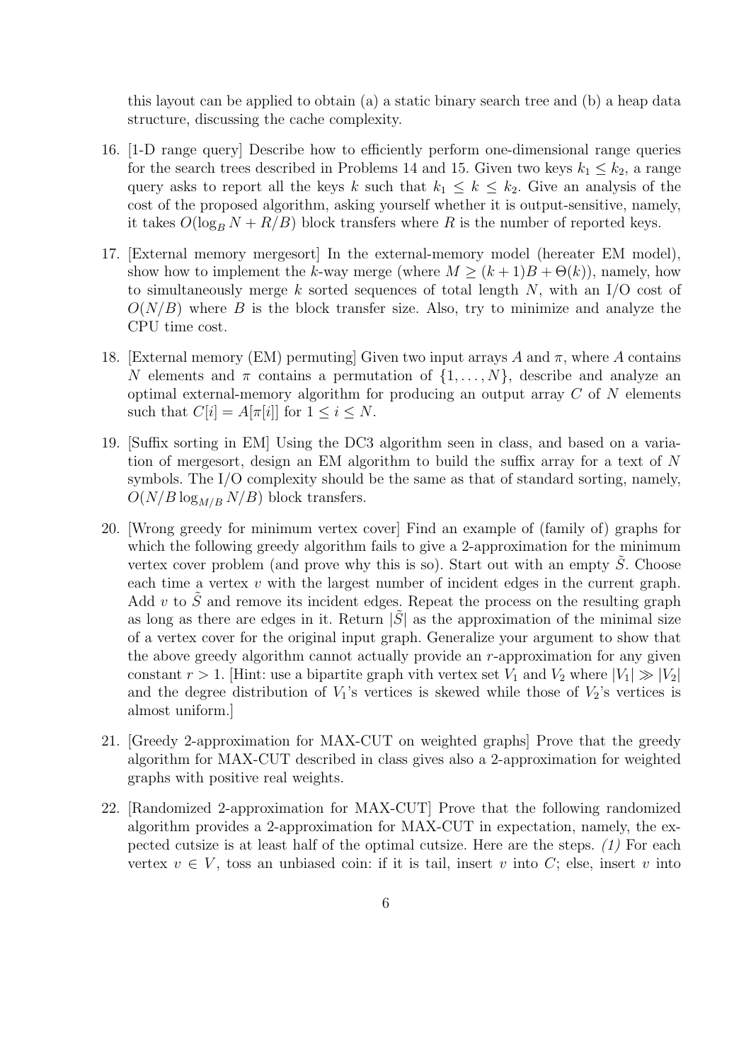this layout can be applied to obtain (a) a static binary search tree and (b) a heap data structure, discussing the cache complexity.

16. [1-D range query] Describe how to efficiently perform one-dimensional range queries for the search trees described in Problems 14 and 15. Given two keys $k_1 \leq k_2$, a range query asks to report all the keys $k$ such that $k_1 \leq k \leq k_2$. Give an analysis of the cost of the proposed algorithm, asking yourself whether it is output-sensitive, namely, it takes $O(\log_B N + R/B)$ block transfers where $R$ is the number of reported keys.

17. [External memory mergesort] In the external-memory model (hereater EM model), show how to implement the $k$-way merge (where $M \geq (k+1)B + \Theta(k)$), namely, how to simultaneously merge $k$ sorted sequences of total length $N$, with an I/O cost of $O(N/B)$ where $B$ is the block transfer size. Also, try to minimize and analyze the CPU time cost.

18. [External memory (EM) permuting] Given two input arrays $A$ and $\pi$, where $A$ contains $N$ elements and $\pi$ contains a permutation of $\{1, \ldots, N\}$, describe and analyze an optimal external-memory algorithm for producing an output array $C$ of $N$ elements such that $C[i] = A[\pi[i]]$ for $1 \leq i \leq N$.

19. [Suffix sorting in EM] Using the DC3 algorithm seen in class, and based on a variation of mergesort, design an EM algorithm to build the suffix array for a text of $N$ symbols. The I/O complexity should be the same as that of standard sorting, namely, $O(N/B \log_{M/B} N/B)$ block transfers.

20. [Wrong greedy for minimum vertex cover] Find an example of (family of) graphs for which the following greedy algorithm fails to give a 2-approximation for the minimum vertex cover problem (and prove why this is so). Start out with an empty $\tilde{S}$. Choose each time a vertex $v$ with the largest number of incident edges in the current graph. Add $v$ to $\tilde{S}$ and remove its incident edges. Repeat the process on the resulting graph as long as there are edges in it. Return $|\tilde{S}|$ as the approximation of the minimal size of a vertex cover for the original input graph. Generalize your argument to show that the above greedy algorithm cannot actually provide an $r$-approximation for any given constant $r > 1$. [Hint: use a bipartite graph vith vertex set $V_1$ and $V_2$ where $|V_1| \gg |V_2|$ and the degree distribution of $V_1$'s vertices is skewed while those of $V_2$'s vertices is almost uniform.]

21. [Greedy 2-approximation for MAX-CUT on weighted graphs] Prove that the greedy algorithm for MAX-CUT described in class gives also a 2-approximation for weighted graphs with positive real weights.

22. [Randomized 2-approximation for MAX-CUT] Prove that the following randomized algorithm provides a 2-approximation for MAX-CUT in expectation, namely, the expected cutsize is at least half of the optimal cutsize. Here are the steps. *(1)* For each vertex $v \in V$, toss an unbiased coin: if it is tail, insert $v$ into $C$; else, insert $v$ into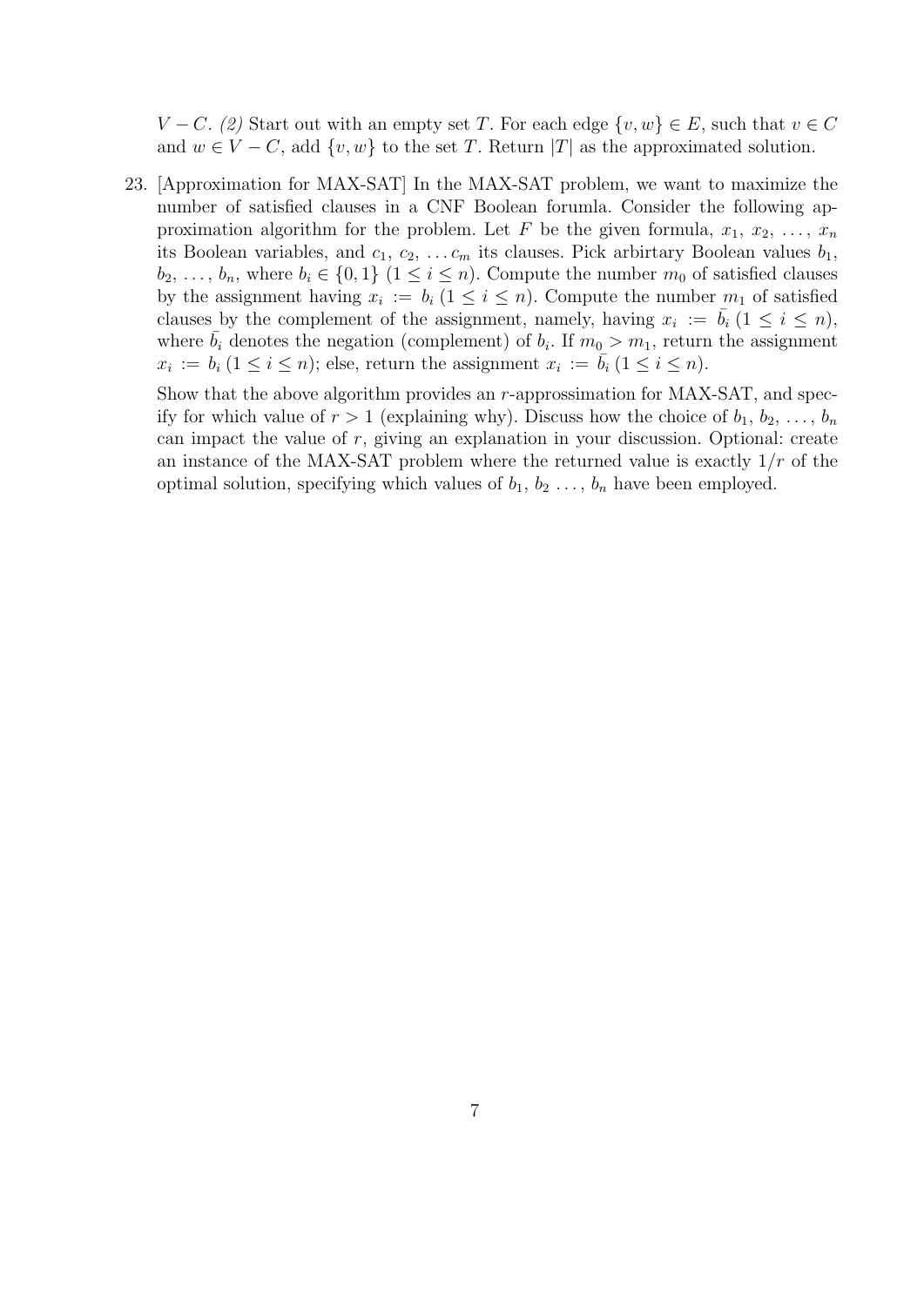$V - C$. *(2)* Start out with an empty set $T$. For each edge $\{v, w\} \in E$, such that $v \in C$ and $w \in V - C$, add $\{v, w\}$ to the set $T$. Return $|T|$ as the approximated solution.

23. [Approximation for MAX-SAT] In the MAX-SAT problem, we want to maximize the number of satisfied clauses in a CNF Boolean forumla. Consider the following approximation algorithm for the problem. Let $F$ be the given formula, $x_1, x_2, \ldots, x_n$ its Boolean variables, and $c_1, c_2, \ldots c_m$ its clauses. Pick arbirtary Boolean values $b_1, b_2, \ldots, b_n$, where $b_i \in \{0, 1\}$ $(1 \leq i \leq n)$. Compute the number $m_0$ of satisfied clauses by the assignment having $x_i := b_i$ $(1 \leq i \leq n)$. Compute the number $m_1$ of satisfied clauses by the complement of the assignment, namely, having $x_i := \bar{b_i}$ $(1 \leq i \leq n)$, where $\bar{b_i}$ denotes the negation (complement) of $b_i$. If $m_0 > m_1$, return the assignment $x_i := b_i$ $(1 \leq i \leq n)$; else, return the assignment $x_i := \bar{b_i}$ $(1 \leq i \leq n)$.

    Show that the above algorithm provides an $r$-approssimation for MAX-SAT, and specify for which value of $r > 1$ (explaining why). Discuss how the choice of $b_1, b_2, \ldots, b_n$ can impact the value of $r$, giving an explanation in your discussion. Optional: create an instance of the MAX-SAT problem where the returned value is exactly $1/r$ of the optimal solution, specifying which values of $b_1, b_2 \ldots, b_n$ have been employed.